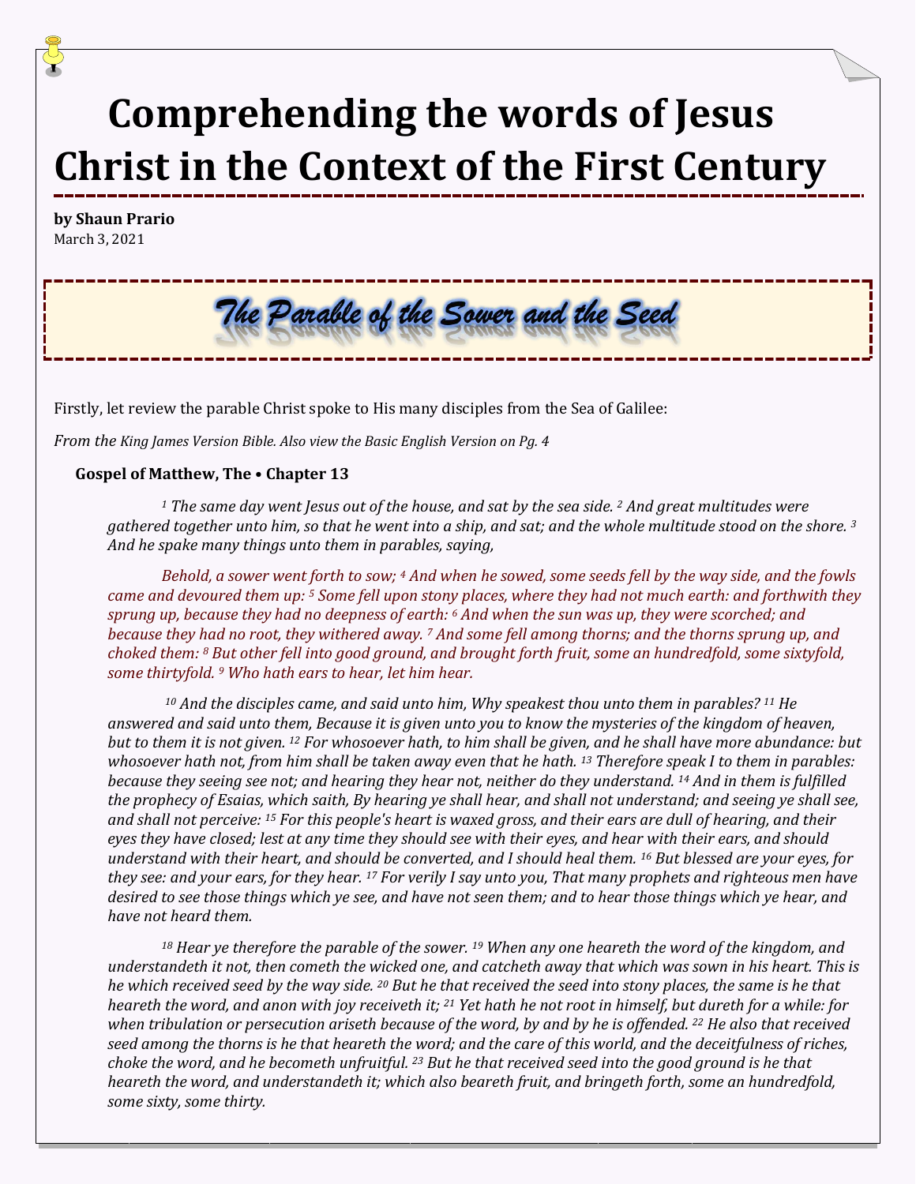# Comprehending the words of Jesus Christ in the Context of the First Century

**by Shaun Prario**
March 3, 2021

## *The Parable of the Sower and the Seed*

Firstly, let review the parable Christ spoke to His many disciples from the Sea of Galilee:

*From the King James Version Bible. Also view the Basic English Version on Pg. 4*

**Gospel of Matthew, The • Chapter 13**

*[1] The same day went Jesus out of the house, and sat by the sea side. [2] And great multitudes were gathered together unto him, so that he went into a ship, and sat; and the whole multitude stood on the shore. [3] And he spake many things unto them in parables, saying,*

*Behold, a sower went forth to sow; [4] And when he sowed, some seeds fell by the way side, and the fowls came and devoured them up: [5] Some fell upon stony places, where they had not much earth: and forthwith they sprung up, because they had no deepness of earth: [6] And when the sun was up, they were scorched; and because they had no root, they withered away. [7] And some fell among thorns; and the thorns sprung up, and choked them: [8] But other fell into good ground, and brought forth fruit, some an hundredfold, some sixtyfold, some thirtyfold. [9] Who hath ears to hear, let him hear.*

*[10] And the disciples came, and said unto him, Why speakest thou unto them in parables? [11] He answered and said unto them, Because it is given unto you to know the mysteries of the kingdom of heaven, but to them it is not given. [12] For whosoever hath, to him shall be given, and he shall have more abundance: but whosoever hath not, from him shall be taken away even that he hath. [13] Therefore speak I to them in parables: because they seeing see not; and hearing they hear not, neither do they understand. [14] And in them is fulfilled the prophecy of Esaias, which saith, By hearing ye shall hear, and shall not understand; and seeing ye shall see, and shall not perceive: [15] For this people's heart is waxed gross, and their ears are dull of hearing, and their eyes they have closed; lest at any time they should see with their eyes, and hear with their ears, and should understand with their heart, and should be converted, and I should heal them. [16] But blessed are your eyes, for they see: and your ears, for they hear. [17] For verily I say unto you, That many prophets and righteous men have desired to see those things which ye see, and have not seen them; and to hear those things which ye hear, and have not heard them.*

*[18] Hear ye therefore the parable of the sower. [19] When any one heareth the word of the kingdom, and understandeth it not, then cometh the wicked one, and catcheth away that which was sown in his heart. This is he which received seed by the way side. [20] But he that received the seed into stony places, the same is he that heareth the word, and anon with joy receiveth it; [21] Yet hath he not root in himself, but dureth for a while: for when tribulation or persecution ariseth because of the word, by and by he is offended. [22] He also that received seed among the thorns is he that heareth the word; and the care of this world, and the deceitfulness of riches, choke the word, and he becometh unfruitful. [23] But he that received seed into the good ground is he that heareth the word, and understandeth it; which also beareth fruit, and bringeth forth, some an hundredfold, some sixty, some thirty.*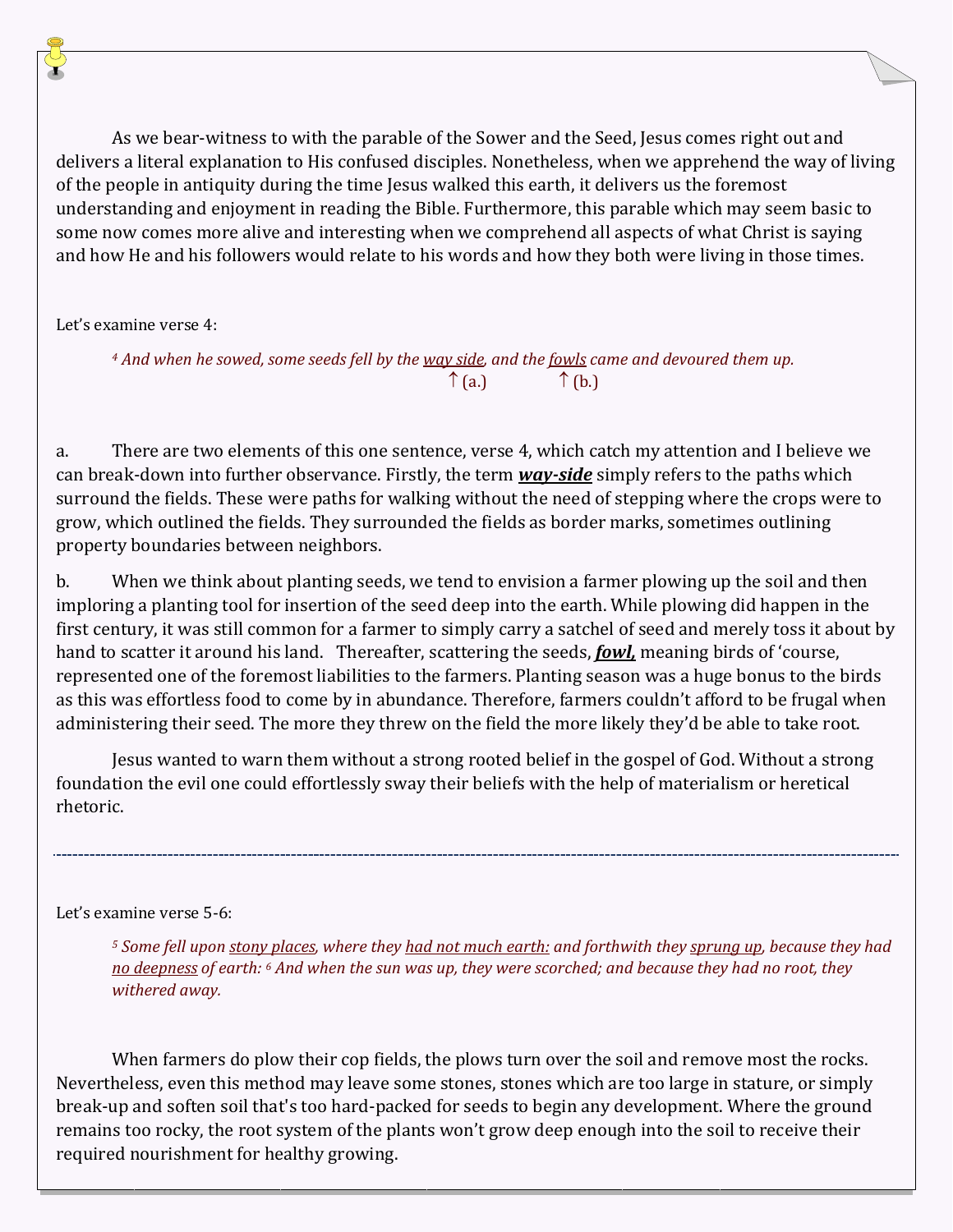As we bear-witness to with the parable of the Sower and the Seed, Jesus comes right out and delivers a literal explanation to His confused disciples. Nonetheless, when we apprehend the way of living of the people in antiquity during the time Jesus walked this earth, it delivers us the foremost understanding and enjoyment in reading the Bible. Furthermore, this parable which may seem basic to some now comes more alive and interesting when we comprehend all aspects of what Christ is saying and how He and his followers would relate to his words and how they both were living in those times.

Let's examine verse 4:

> *4 And when he sowed, some seeds fell by the <u>way side</u>, and the <u>fowls</u> came and devoured them up.*
> ↑ (a.) ↑ (b.)

a. There are two elements of this one sentence, verse 4, which catch my attention and I believe we can break-down into further observance. Firstly, the term ***<u>way-side</u>*** simply refers to the paths which surround the fields. These were paths for walking without the need of stepping where the crops were to grow, which outlined the fields. They surrounded the fields as border marks, sometimes outlining property boundaries between neighbors.

b. When we think about planting seeds, we tend to envision a farmer plowing up the soil and then imploring a planting tool for insertion of the seed deep into the earth. While plowing did happen in the first century, it was still common for a farmer to simply carry a satchel of seed and merely toss it about by hand to scatter it around his land. Thereafter, scattering the seeds, ***<u>fowl,</u>*** meaning birds of 'course, represented one of the foremost liabilities to the farmers. Planting season was a huge bonus to the birds as this was effortless food to come by in abundance. Therefore, farmers couldn't afford to be frugal when administering their seed. The more they threw on the field the more likely they'd be able to take root.

Jesus wanted to warn them without a strong rooted belief in the gospel of God. Without a strong foundation the evil one could effortlessly sway their beliefs with the help of materialism or heretical rhetoric.

---

Let's examine verse 5-6:

> *5 Some fell upon <u>stony places</u>, where they <u>had not much earth:</u> and forthwith they <u>sprung up</u>, because they had <u>no deepness</u> of earth: 6 And when the sun was up, they were scorched; and because they had no root, they withered away.*

When farmers do plow their cop fields, the plows turn over the soil and remove most the rocks. Nevertheless, even this method may leave some stones, stones which are too large in stature, or simply break-up and soften soil that's too hard-packed for seeds to begin any development. Where the ground remains too rocky, the root system of the plants won't grow deep enough into the soil to receive their required nourishment for healthy growing.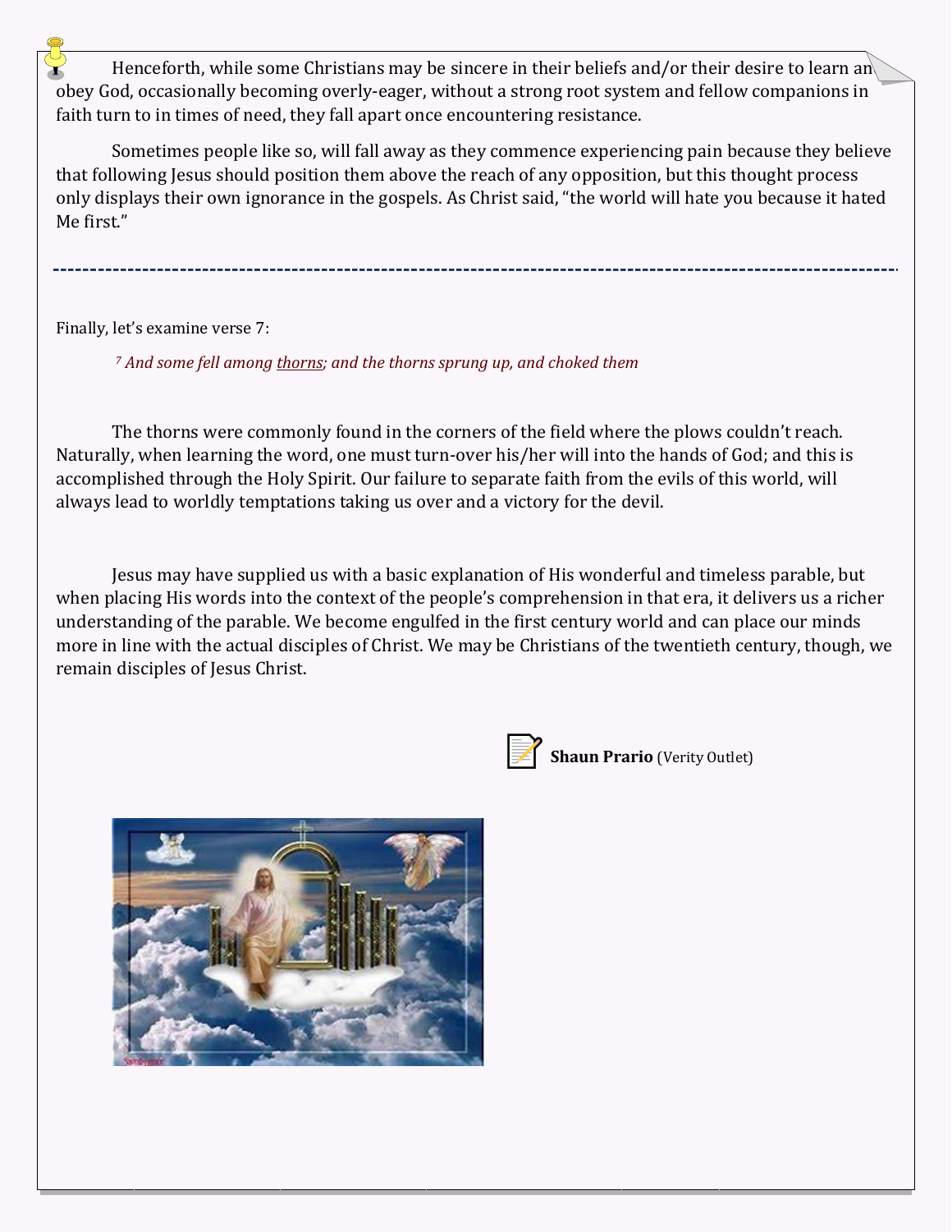Henceforth, while some Christians may be sincere in their beliefs and/or their desire to learn an obey God, occasionally becoming overly-eager, without a strong root system and fellow companions in faith turn to in times of need, they fall apart once encountering resistance.

Sometimes people like so, will fall away as they commence experiencing pain because they believe that following Jesus should position them above the reach of any opposition, but this thought process only displays their own ignorance in the gospels. As Christ said, "the world will hate you because it hated Me first."

---

Finally, let's examine verse 7:

> *[7] And some fell among thorns; and the thorns sprung up, and choked them*

The thorns were commonly found in the corners of the field where the plows couldn't reach. Naturally, when learning the word, one must turn-over his/her will into the hands of God; and this is accomplished through the Holy Spirit. Our failure to separate faith from the evils of this world, will always lead to worldly temptations taking us over and a victory for the devil.

Jesus may have supplied us with a basic explanation of His wonderful and timeless parable, but when placing His words into the context of the people's comprehension in that era, it delivers us a richer understanding of the parable. We become engulfed in the first century world and can place our minds more in line with the actual disciples of Christ. We may be Christians of the twentieth century, though, we remain disciples of Jesus Christ.

**Shaun Prario** (Verity Outlet)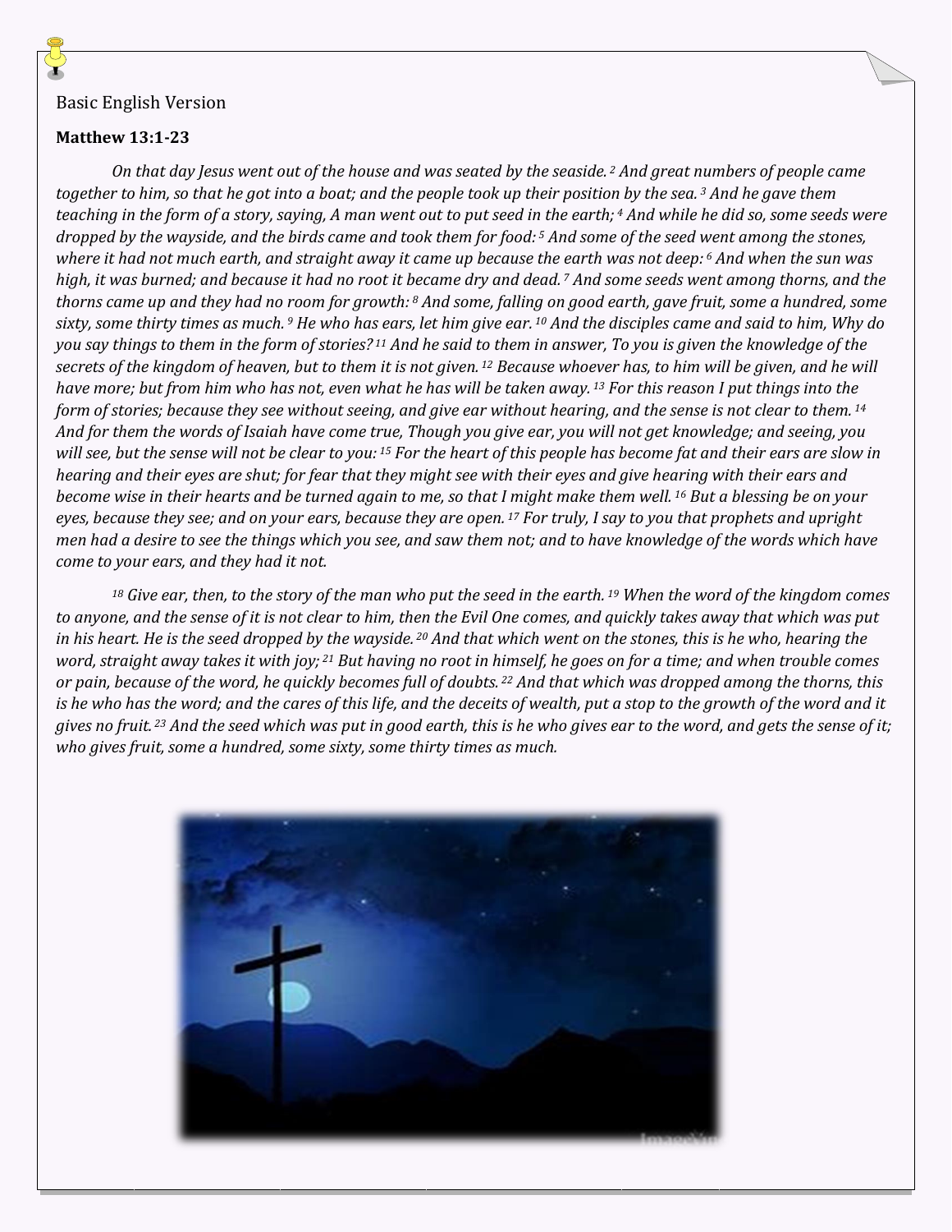Basic English Version

**Matthew 13:1-23**

*On that day Jesus went out of the house and was seated by the seaside. [2] And great numbers of people came together to him, so that he got into a boat; and the people took up their position by the sea. [3] And he gave them teaching in the form of a story, saying, A man went out to put seed in the earth; [4] And while he did so, some seeds were dropped by the wayside, and the birds came and took them for food: [5] And some of the seed went among the stones, where it had not much earth, and straight away it came up because the earth was not deep: [6] And when the sun was high, it was burned; and because it had no root it became dry and dead. [7] And some seeds went among thorns, and the thorns came up and they had no room for growth: [8] And some, falling on good earth, gave fruit, some a hundred, some sixty, some thirty times as much. [9] He who has ears, let him give ear. [10] And the disciples came and said to him, Why do you say things to them in the form of stories? [11] And he said to them in answer, To you is given the knowledge of the secrets of the kingdom of heaven, but to them it is not given. [12] Because whoever has, to him will be given, and he will have more; but from him who has not, even what he has will be taken away. [13] For this reason I put things into the form of stories; because they see without seeing, and give ear without hearing, and the sense is not clear to them. [14] And for them the words of Isaiah have come true, Though you give ear, you will not get knowledge; and seeing, you will see, but the sense will not be clear to you: [15] For the heart of this people has become fat and their ears are slow in hearing and their eyes are shut; for fear that they might see with their eyes and give hearing with their ears and become wise in their hearts and be turned again to me, so that I might make them well. [16] But a blessing be on your eyes, because they see; and on your ears, because they are open. [17] For truly, I say to you that prophets and upright men had a desire to see the things which you see, and saw them not; and to have knowledge of the words which have come to your ears, and they had it not.*

*[18] Give ear, then, to the story of the man who put the seed in the earth. [19] When the word of the kingdom comes to anyone, and the sense of it is not clear to him, then the Evil One comes, and quickly takes away that which was put in his heart. He is the seed dropped by the wayside. [20] And that which went on the stones, this is he who, hearing the word, straight away takes it with joy; [21] But having no root in himself, he goes on for a time; and when trouble comes or pain, because of the word, he quickly becomes full of doubts. [22] And that which was dropped among the thorns, this is he who has the word; and the cares of this life, and the deceits of wealth, put a stop to the growth of the word and it gives no fruit. [23] And the seed which was put in good earth, this is he who gives ear to the word, and gets the sense of it; who gives fruit, some a hundred, some sixty, some thirty times as much.*